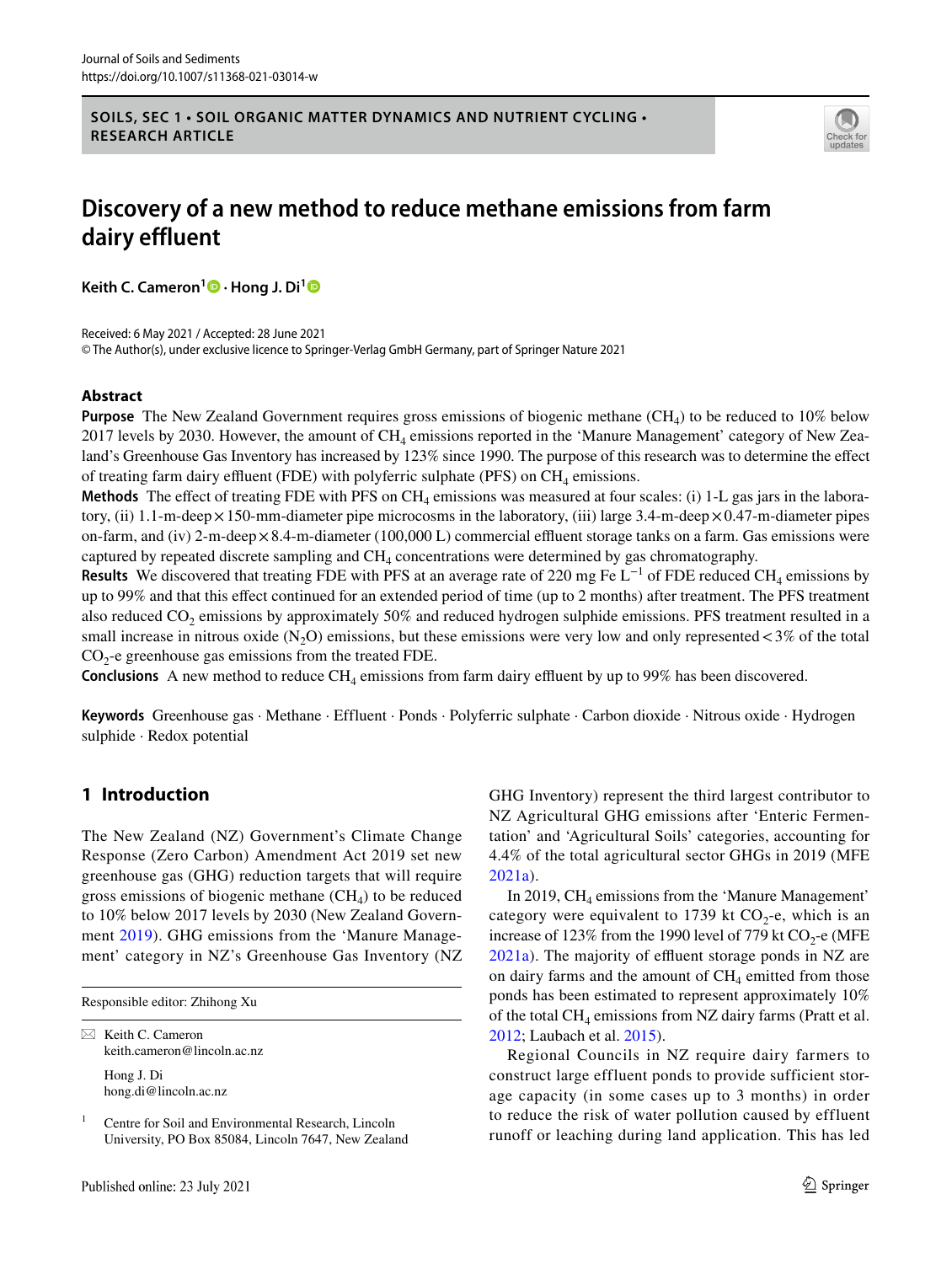Journal of Soils and Sediments
https://doi.org/10.1007/s11368-021-03014-w

**SOILS, SEC 1 • SOIL ORGANIC MATTER DYNAMICS AND NUTRIENT CYCLING • RESEARCH ARTICLE**

# Discovery of a new method to reduce methane emissions from farm dairy effluent

**Keith C. Cameron[1] · Hong J. Di[1]**

Received: 6 May 2021 / Accepted: 28 June 2021
© The Author(s), under exclusive licence to Springer-Verlag GmbH Germany, part of Springer Nature 2021

## Abstract

**Purpose** The New Zealand Government requires gross emissions of biogenic methane ($CH_4$) to be reduced to 10% below 2017 levels by 2030. However, the amount of $CH_4$ emissions reported in the 'Manure Management' category of New Zealand's Greenhouse Gas Inventory has increased by 123% since 1990. The purpose of this research was to determine the effect of treating farm dairy effluent (FDE) with polyferric sulphate (PFS) on $CH_4$ emissions.

**Methods** The effect of treating FDE with PFS on $CH_4$ emissions was measured at four scales: (i) 1-L gas jars in the laboratory, (ii) 1.1-m-deep × 150-mm-diameter pipe microcosms in the laboratory, (iii) large 3.4-m-deep × 0.47-m-diameter pipes on-farm, and (iv) 2-m-deep × 8.4-m-diameter (100,000 L) commercial effluent storage tanks on a farm. Gas emissions were captured by repeated discrete sampling and $CH_4$ concentrations were determined by gas chromatography.

**Results** We discovered that treating FDE with PFS at an average rate of 220 mg Fe $L^{-1}$ of FDE reduced $CH_4$ emissions by up to 99% and that this effect continued for an extended period of time (up to 2 months) after treatment. The PFS treatment also reduced $CO_2$ emissions by approximately 50% and reduced hydrogen sulphide emissions. PFS treatment resulted in a small increase in nitrous oxide ($N_2O$) emissions, but these emissions were very low and only represented < 3% of the total $CO_2$-e greenhouse gas emissions from the treated FDE.

**Conclusions** A new method to reduce $CH_4$ emissions from farm dairy effluent by up to 99% has been discovered.

**Keywords** Greenhouse gas · Methane · Effluent · Ponds · Polyferric sulphate · Carbon dioxide · Nitrous oxide · Hydrogen sulphide · Redox potential

## 1 Introduction

The New Zealand (NZ) Government's Climate Change Response (Zero Carbon) Amendment Act 2019 set new greenhouse gas (GHG) reduction targets that will require gross emissions of biogenic methane ($CH_4$) to be reduced to 10% below 2017 levels by 2030 (New Zealand Government 2019). GHG emissions from the 'Manure Management' category in NZ's Greenhouse Gas Inventory (NZ GHG Inventory) represent the third largest contributor to NZ Agricultural GHG emissions after 'Enteric Fermentation' and 'Agricultural Soils' categories, accounting for 4.4% of the total agricultural sector GHGs in 2019 (MFE 2021a).

In 2019, $CH_4$ emissions from the 'Manure Management' category were equivalent to 1739 kt $CO_2$-e, which is an increase of 123% from the 1990 level of 779 kt $CO_2$-e (MFE 2021a). The majority of effluent storage ponds in NZ are on dairy farms and the amount of $CH_4$ emitted from those ponds has been estimated to represent approximately 10% of the total $CH_4$ emissions from NZ dairy farms (Pratt et al. 2012; Laubach et al. 2015).

Regional Councils in NZ require dairy farmers to construct large effluent ponds to provide sufficient storage capacity (in some cases up to 3 months) in order to reduce the risk of water pollution caused by effluent runoff or leaching during land application. This has led

---

Responsible editor: Zhihong Xu

✉ Keith C. Cameron
keith.cameron@lincoln.ac.nz

Hong J. Di
hong.di@lincoln.ac.nz

[1] Centre for Soil and Environmental Research, Lincoln University, PO Box 85084, Lincoln 7647, New Zealand

Published online: 23 July 2021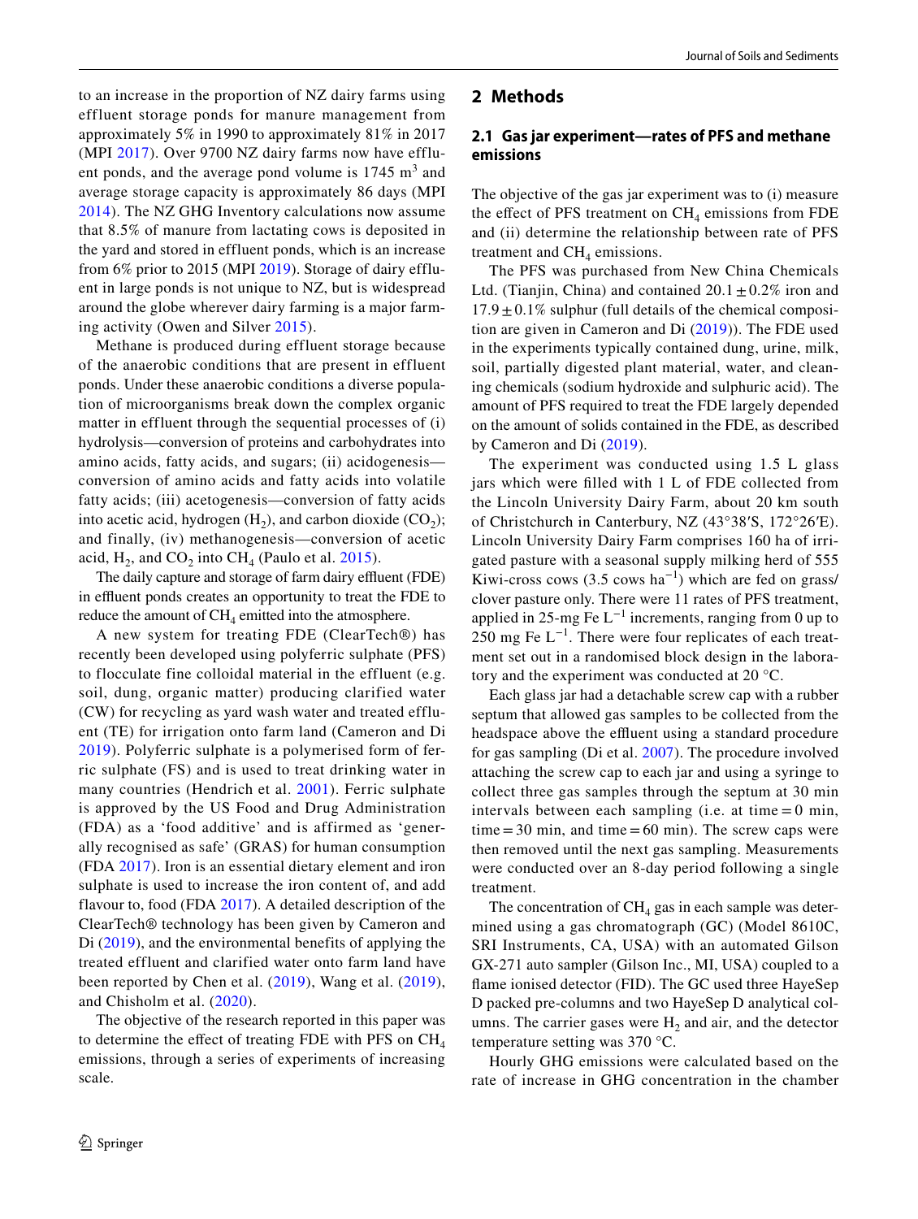to an increase in the proportion of NZ dairy farms using effluent storage ponds for manure management from approximately 5% in 1990 to approximately 81% in 2017 (MPI 2017). Over 9700 NZ dairy farms now have effluent ponds, and the average pond volume is 1745 $m^3$ and average storage capacity is approximately 86 days (MPI 2014). The NZ GHG Inventory calculations now assume that 8.5% of manure from lactating cows is deposited in the yard and stored in effluent ponds, which is an increase from 6% prior to 2015 (MPI 2019). Storage of dairy effluent in large ponds is not unique to NZ, but is widespread around the globe wherever dairy farming is a major farming activity (Owen and Silver 2015).

Methane is produced during effluent storage because of the anaerobic conditions that are present in effluent ponds. Under these anaerobic conditions a diverse population of microorganisms break down the complex organic matter in effluent through the sequential processes of (i) hydrolysis—conversion of proteins and carbohydrates into amino acids, fatty acids, and sugars; (ii) acidogenesis—conversion of amino acids and fatty acids into volatile fatty acids; (iii) acetogenesis—conversion of fatty acids into acetic acid, hydrogen ($H_2$), and carbon dioxide ($CO_2$); and finally, (iv) methanogenesis—conversion of acetic acid, $H_2$, and $CO_2$ into $CH_4$ (Paulo et al. 2015).

The daily capture and storage of farm dairy effluent (FDE) in effluent ponds creates an opportunity to treat the FDE to reduce the amount of $CH_4$ emitted into the atmosphere.

A new system for treating FDE (ClearTech®) has recently been developed using polyferric sulphate (PFS) to flocculate fine colloidal material in the effluent (e.g. soil, dung, organic matter) producing clarified water (CW) for recycling as yard wash water and treated effluent (TE) for irrigation onto farm land (Cameron and Di 2019). Polyferric sulphate is a polymerised form of ferric sulphate (FS) and is used to treat drinking water in many countries (Hendrich et al. 2001). Ferric sulphate is approved by the US Food and Drug Administration (FDA) as a 'food additive' and is affirmed as 'generally recognised as safe' (GRAS) for human consumption (FDA 2017). Iron is an essential dietary element and iron sulphate is used to increase the iron content of, and add flavour to, food (FDA 2017). A detailed description of the ClearTech® technology has been given by Cameron and Di (2019), and the environmental benefits of applying the treated effluent and clarified water onto farm land have been reported by Chen et al. (2019), Wang et al. (2019), and Chisholm et al. (2020).

The objective of the research reported in this paper was to determine the effect of treating FDE with PFS on $CH_4$ emissions, through a series of experiments of increasing scale.

## 2 Methods

### 2.1 Gas jar experiment—rates of PFS and methane emissions

The objective of the gas jar experiment was to (i) measure the effect of PFS treatment on $CH_4$ emissions from FDE and (ii) determine the relationship between rate of PFS treatment and $CH_4$ emissions.

The PFS was purchased from New China Chemicals Ltd. (Tianjin, China) and contained $20.1 \pm 0.2\%$ iron and $17.9 \pm 0.1\%$ sulphur (full details of the chemical composition are given in Cameron and Di (2019)). The FDE used in the experiments typically contained dung, urine, milk, soil, partially digested plant material, water, and cleaning chemicals (sodium hydroxide and sulphuric acid). The amount of PFS required to treat the FDE largely depended on the amount of solids contained in the FDE, as described by Cameron and Di (2019).

The experiment was conducted using 1.5 L glass jars which were filled with 1 L of FDE collected from the Lincoln University Dairy Farm, about 20 km south of Christchurch in Canterbury, NZ (43°38′S, 172°26′E). Lincoln University Dairy Farm comprises 160 ha of irrigated pasture with a seasonal supply milking herd of 555 Kiwi-cross cows (3.5 cows $ha^{-1}$) which are fed on grass/clover pasture only. There were 11 rates of PFS treatment, applied in 25-mg Fe $L^{-1}$ increments, ranging from 0 up to 250 mg Fe $L^{-1}$. There were four replicates of each treatment set out in a randomised block design in the laboratory and the experiment was conducted at 20 °C.

Each glass jar had a detachable screw cap with a rubber septum that allowed gas samples to be collected from the headspace above the effluent using a standard procedure for gas sampling (Di et al. 2007). The procedure involved attaching the screw cap to each jar and using a syringe to collect three gas samples through the septum at 30 min intervals between each sampling (i.e. at time = 0 min, time = 30 min, and time = 60 min). The screw caps were then removed until the next gas sampling. Measurements were conducted over an 8-day period following a single treatment.

The concentration of $CH_4$ gas in each sample was determined using a gas chromatograph (GC) (Model 8610C, SRI Instruments, CA, USA) with an automated Gilson GX-271 auto sampler (Gilson Inc., MI, USA) coupled to a flame ionised detector (FID). The GC used three HayeSep D packed pre-columns and two HayeSep D analytical columns. The carrier gases were $H_2$ and air, and the detector temperature setting was 370 °C.

Hourly GHG emissions were calculated based on the rate of increase in GHG concentration in the chamber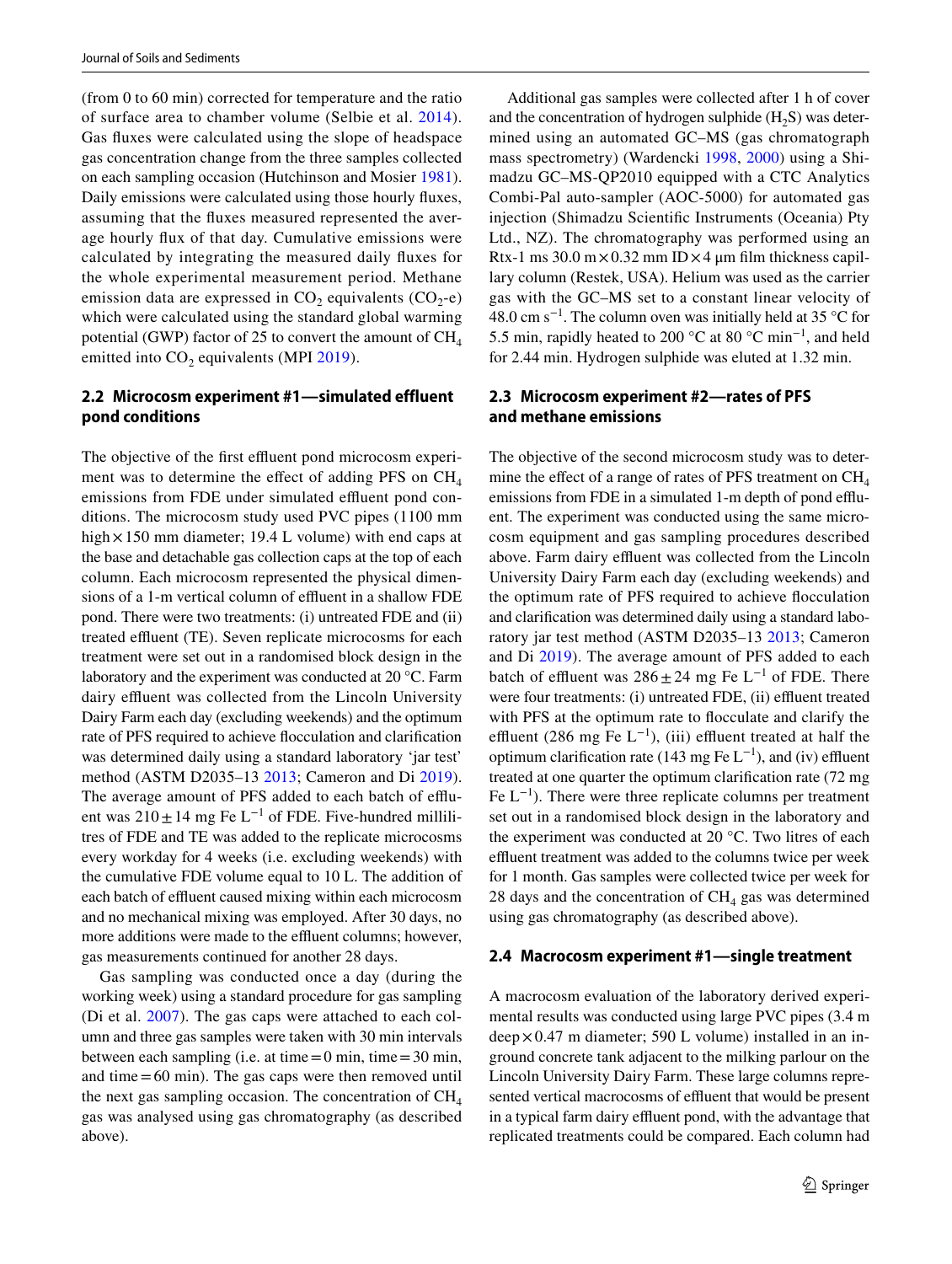(from 0 to 60 min) corrected for temperature and the ratio of surface area to chamber volume (Selbie et al. 2014). Gas fluxes were calculated using the slope of headspace gas concentration change from the three samples collected on each sampling occasion (Hutchinson and Mosier 1981). Daily emissions were calculated using those hourly fluxes, assuming that the fluxes measured represented the average hourly flux of that day. Cumulative emissions were calculated by integrating the measured daily fluxes for the whole experimental measurement period. Methane emission data are expressed in $CO_2$ equivalents ($CO_2$-e) which were calculated using the standard global warming potential (GWP) factor of 25 to convert the amount of $CH_4$ emitted into $CO_2$ equivalents (MPI 2019).

### 2.2 Microcosm experiment #1—simulated effluent pond conditions

The objective of the first effluent pond microcosm experiment was to determine the effect of adding PFS on $CH_4$ emissions from FDE under simulated effluent pond conditions. The microcosm study used PVC pipes (1100 mm high × 150 mm diameter; 19.4 L volume) with end caps at the base and detachable gas collection caps at the top of each column. Each microcosm represented the physical dimensions of a 1-m vertical column of effluent in a shallow FDE pond. There were two treatments: (i) untreated FDE and (ii) treated effluent (TE). Seven replicate microcosms for each treatment were set out in a randomised block design in the laboratory and the experiment was conducted at 20 °C. Farm dairy effluent was collected from the Lincoln University Dairy Farm each day (excluding weekends) and the optimum rate of PFS required to achieve flocculation and clarification was determined daily using a standard laboratory 'jar test' method (ASTM D2035–13 2013; Cameron and Di 2019). The average amount of PFS added to each batch of effluent was $210 \pm 14$ mg Fe $L^{-1}$ of FDE. Five-hundred millilitres of FDE and TE was added to the replicate microcosms every workday for 4 weeks (i.e. excluding weekends) with the cumulative FDE volume equal to 10 L. The addition of each batch of effluent caused mixing within each microcosm and no mechanical mixing was employed. After 30 days, no more additions were made to the effluent columns; however, gas measurements continued for another 28 days.

Gas sampling was conducted once a day (during the working week) using a standard procedure for gas sampling (Di et al. 2007). The gas caps were attached to each column and three gas samples were taken with 30 min intervals between each sampling (i.e. at time = 0 min, time = 30 min, and time = 60 min). The gas caps were then removed until the next gas sampling occasion. The concentration of $CH_4$ gas was analysed using gas chromatography (as described above).

Additional gas samples were collected after 1 h of cover and the concentration of hydrogen sulphide ($H_2S$) was determined using an automated GC–MS (gas chromatograph mass spectrometry) (Wardencki 1998, 2000) using a Shimadzu GC–MS-QP2010 equipped with a CTC Analytics Combi-Pal auto-sampler (AOC-5000) for automated gas injection (Shimadzu Scientific Instruments (Oceania) Pty Ltd., NZ). The chromatography was performed using an Rtx-1 ms 30.0 m × 0.32 mm ID × 4 µm film thickness capillary column (Restek, USA). Helium was used as the carrier gas with the GC–MS set to a constant linear velocity of 48.0 cm $s^{-1}$. The column oven was initially held at 35 °C for 5.5 min, rapidly heated to 200 °C at 80 °C $min^{-1}$, and held for 2.44 min. Hydrogen sulphide was eluted at 1.32 min.

### 2.3 Microcosm experiment #2—rates of PFS and methane emissions

The objective of the second microcosm study was to determine the effect of a range of rates of PFS treatment on $CH_4$ emissions from FDE in a simulated 1-m depth of pond effluent. The experiment was conducted using the same microcosm equipment and gas sampling procedures described above. Farm dairy effluent was collected from the Lincoln University Dairy Farm each day (excluding weekends) and the optimum rate of PFS required to achieve flocculation and clarification was determined daily using a standard laboratory jar test method (ASTM D2035–13 2013; Cameron and Di 2019). The average amount of PFS added to each batch of effluent was $286 \pm 24$ mg Fe $L^{-1}$ of FDE. There were four treatments: (i) untreated FDE, (ii) effluent treated with PFS at the optimum rate to flocculate and clarify the effluent (286 mg Fe $L^{-1}$), (iii) effluent treated at half the optimum clarification rate (143 mg Fe $L^{-1}$), and (iv) effluent treated at one quarter the optimum clarification rate (72 mg Fe $L^{-1}$). There were three replicate columns per treatment set out in a randomised block design in the laboratory and the experiment was conducted at 20 °C. Two litres of each effluent treatment was added to the columns twice per week for 1 month. Gas samples were collected twice per week for 28 days and the concentration of $CH_4$ gas was determined using gas chromatography (as described above).

### 2.4 Macrocosm experiment #1—single treatment

A macrocosm evaluation of the laboratory derived experimental results was conducted using large PVC pipes (3.4 m deep × 0.47 m diameter; 590 L volume) installed in an in-ground concrete tank adjacent to the milking parlour on the Lincoln University Dairy Farm. These large columns represented vertical macrocosms of effluent that would be present in a typical farm dairy effluent pond, with the advantage that replicated treatments could be compared. Each column had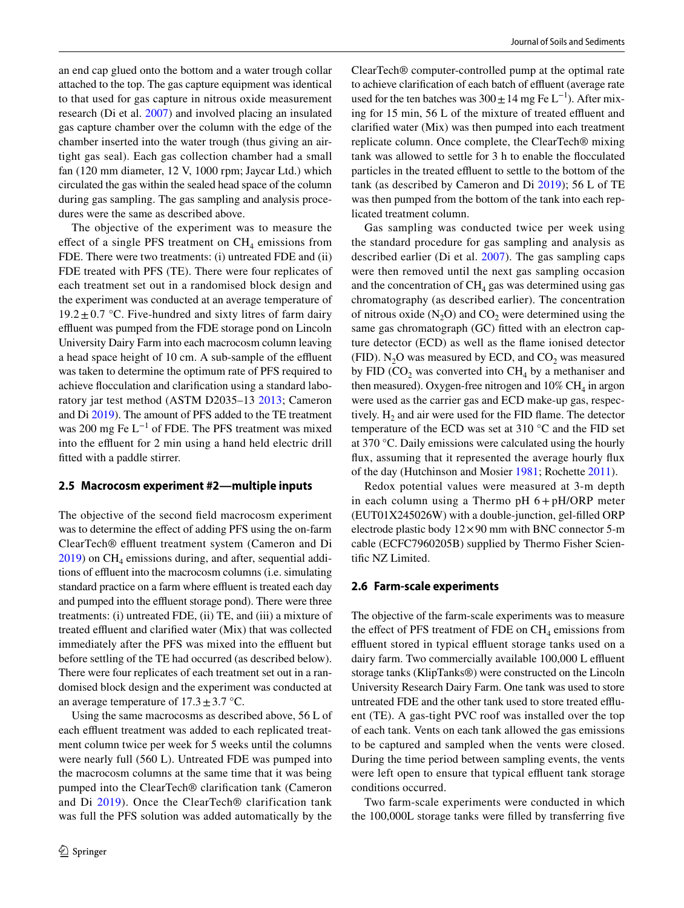an end cap glued onto the bottom and a water trough collar attached to the top. The gas capture equipment was identical to that used for gas capture in nitrous oxide measurement research (Di et al. 2007) and involved placing an insulated gas capture chamber over the column with the edge of the chamber inserted into the water trough (thus giving an air-tight gas seal). Each gas collection chamber had a small fan (120 mm diameter, 12 V, 1000 rpm; Jaycar Ltd.) which circulated the gas within the sealed head space of the column during gas sampling. The gas sampling and analysis procedures were the same as described above.

The objective of the experiment was to measure the effect of a single PFS treatment on $CH_4$ emissions from FDE. There were two treatments: (i) untreated FDE and (ii) FDE treated with PFS (TE). There were four replicates of each treatment set out in a randomised block design and the experiment was conducted at an average temperature of $19.2 \pm 0.7$ °C. Five-hundred and sixty litres of farm dairy effluent was pumped from the FDE storage pond on Lincoln University Dairy Farm into each macrocosm column leaving a head space height of 10 cm. A sub-sample of the effluent was taken to determine the optimum rate of PFS required to achieve flocculation and clarification using a standard laboratory jar test method (ASTM D2035–13 2013; Cameron and Di 2019). The amount of PFS added to the TE treatment was 200 mg Fe $L^{-1}$ of FDE. The PFS treatment was mixed into the effluent for 2 min using a hand held electric drill fitted with a paddle stirrer.

### 2.5 Macrocosm experiment #2—multiple inputs

The objective of the second field macrocosm experiment was to determine the effect of adding PFS using the on-farm ClearTech® effluent treatment system (Cameron and Di 2019) on $CH_4$ emissions during, and after, sequential additions of effluent into the macrocosm columns (i.e. simulating standard practice on a farm where effluent is treated each day and pumped into the effluent storage pond). There were three treatments: (i) untreated FDE, (ii) TE, and (iii) a mixture of treated effluent and clarified water (Mix) that was collected immediately after the PFS was mixed into the effluent but before settling of the TE had occurred (as described below). There were four replicates of each treatment set out in a randomised block design and the experiment was conducted at an average temperature of $17.3 \pm 3.7$ °C.

Using the same macrocosms as described above, 56 L of each effluent treatment was added to each replicated treatment column twice per week for 5 weeks until the columns were nearly full (560 L). Untreated FDE was pumped into the macrocosm columns at the same time that it was being pumped into the ClearTech® clarification tank (Cameron and Di 2019). Once the ClearTech® clarification tank was full the PFS solution was added automatically by the ClearTech® computer-controlled pump at the optimal rate to achieve clarification of each batch of effluent (average rate used for the ten batches was $300 \pm 14$ mg Fe $L^{-1}$). After mixing for 15 min, 56 L of the mixture of treated effluent and clarified water (Mix) was then pumped into each treatment replicate column. Once complete, the ClearTech® mixing tank was allowed to settle for 3 h to enable the flocculated particles in the treated effluent to settle to the bottom of the tank (as described by Cameron and Di 2019); 56 L of TE was then pumped from the bottom of the tank into each replicated treatment column.

Gas sampling was conducted twice per week using the standard procedure for gas sampling and analysis as described earlier (Di et al. 2007). The gas sampling caps were then removed until the next gas sampling occasion and the concentration of $CH_4$ gas was determined using gas chromatography (as described earlier). The concentration of nitrous oxide ($N_2O$) and $CO_2$ were determined using the same gas chromatograph (GC) fitted with an electron capture detector (ECD) as well as the flame ionised detector (FID). $N_2O$ was measured by ECD, and $CO_2$ was measured by FID ($CO_2$ was converted into $CH_4$ by a methaniser and then measured). Oxygen-free nitrogen and 10% $CH_4$ in argon were used as the carrier gas and ECD make-up gas, respectively. $H_2$ and air were used for the FID flame. The detector temperature of the ECD was set at 310 °C and the FID set at 370 °C. Daily emissions were calculated using the hourly flux, assuming that it represented the average hourly flux of the day (Hutchinson and Mosier 1981; Rochette 2011).

Redox potential values were measured at 3-m depth in each column using a Thermo pH 6 + pH/ORP meter (EUT01X245026W) with a double-junction, gel-filled ORP electrode plastic body 12 × 90 mm with BNC connector 5-m cable (ECFC7960205B) supplied by Thermo Fisher Scientific NZ Limited.

### 2.6 Farm-scale experiments

The objective of the farm-scale experiments was to measure the effect of PFS treatment of FDE on $CH_4$ emissions from effluent stored in typical effluent storage tanks used on a dairy farm. Two commercially available 100,000 L effluent storage tanks (KlipTanks®) were constructed on the Lincoln University Research Dairy Farm. One tank was used to store untreated FDE and the other tank used to store treated effluent (TE). A gas-tight PVC roof was installed over the top of each tank. Vents on each tank allowed the gas emissions to be captured and sampled when the vents were closed. During the time period between sampling events, the vents were left open to ensure that typical effluent tank storage conditions occurred.

Two farm-scale experiments were conducted in which the 100,000L storage tanks were filled by transferring five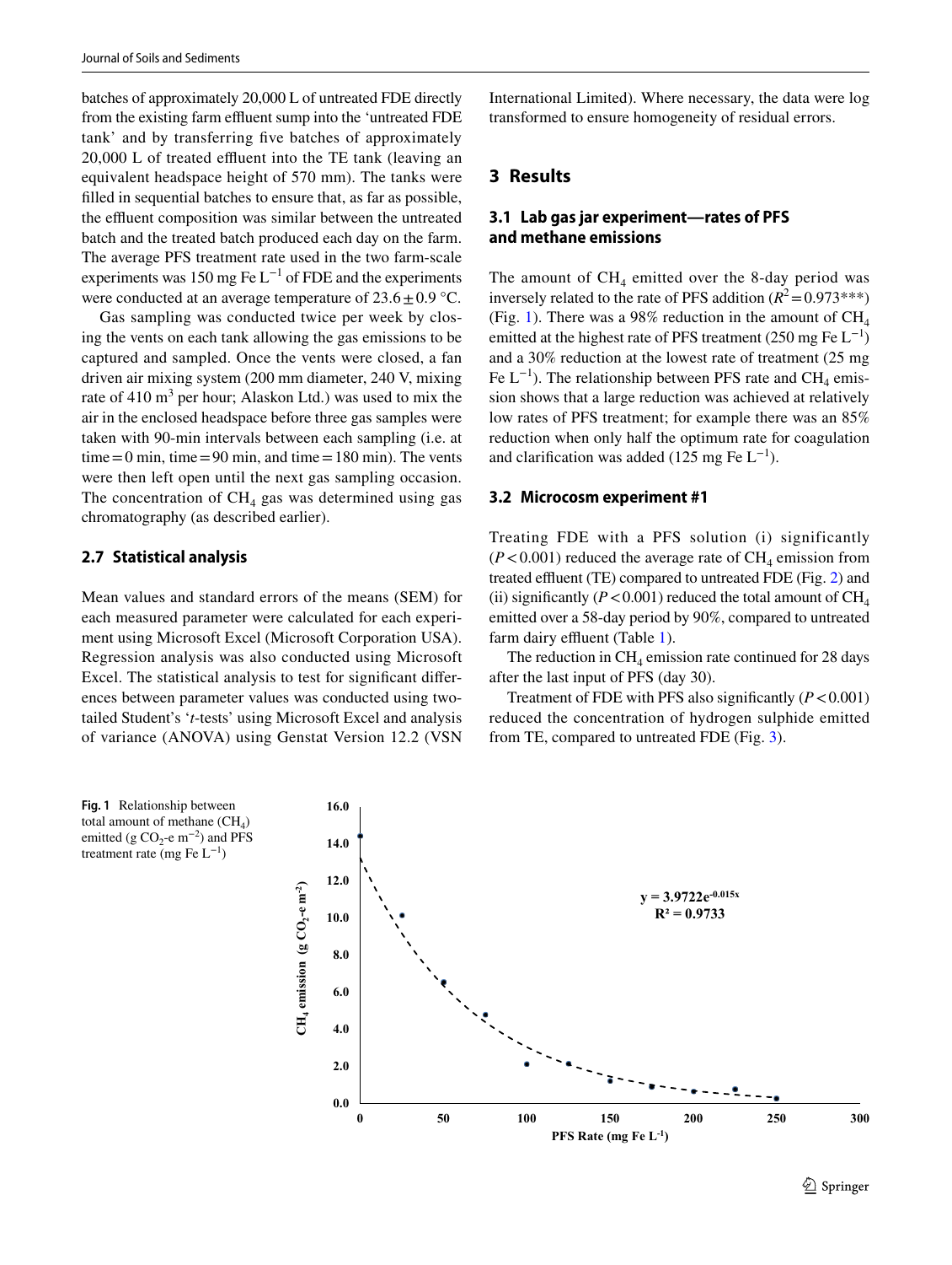batches of approximately 20,000 L of untreated FDE directly from the existing farm effluent sump into the 'untreated FDE tank' and by transferring five batches of approximately 20,000 L of treated effluent into the TE tank (leaving an equivalent headspace height of 570 mm). The tanks were filled in sequential batches to ensure that, as far as possible, the effluent composition was similar between the untreated batch and the treated batch produced each day on the farm. The average PFS treatment rate used in the two farm-scale experiments was 150 mg Fe $L^{-1}$ of FDE and the experiments were conducted at an average temperature of 23.6 ± 0.9 °C.

Gas sampling was conducted twice per week by closing the vents on each tank allowing the gas emissions to be captured and sampled. Once the vents were closed, a fan driven air mixing system (200 mm diameter, 240 V, mixing rate of 410 $m^3$ per hour; Alaskon Ltd.) was used to mix the air in the enclosed headspace before three gas samples were taken with 90-min intervals between each sampling (i.e. at time = 0 min, time = 90 min, and time = 180 min). The vents were then left open until the next gas sampling occasion. The concentration of $CH_4$ gas was determined using gas chromatography (as described earlier).

### 2.7 Statistical analysis

Mean values and standard errors of the means (SEM) for each measured parameter were calculated for each experiment using Microsoft Excel (Microsoft Corporation USA). Regression analysis was also conducted using Microsoft Excel. The statistical analysis to test for significant differences between parameter values was conducted using two-tailed Student's '*t*-tests' using Microsoft Excel and analysis of variance (ANOVA) using Genstat Version 12.2 (VSN International Limited). Where necessary, the data were log transformed to ensure homogeneity of residual errors.

## 3 Results

### 3.1 Lab gas jar experiment—rates of PFS and methane emissions

The amount of $CH_4$ emitted over the 8-day period was inversely related to the rate of PFS addition ($R^2 = 0.973$***) (Fig. 1). There was a 98% reduction in the amount of $CH_4$ emitted at the highest rate of PFS treatment (250 mg Fe $L^{-1}$) and a 30% reduction at the lowest rate of treatment (25 mg Fe $L^{-1}$). The relationship between PFS rate and $CH_4$ emission shows that a large reduction was achieved at relatively low rates of PFS treatment; for example there was an 85% reduction when only half the optimum rate for coagulation and clarification was added (125 mg Fe $L^{-1}$).

### 3.2 Microcosm experiment #1

Treating FDE with a PFS solution (i) significantly ($P < 0.001$) reduced the average rate of $CH_4$ emission from treated effluent (TE) compared to untreated FDE (Fig. 2) and (ii) significantly ($P < 0.001$) reduced the total amount of $CH_4$ emitted over a 58-day period by 90%, compared to untreated farm dairy effluent (Table 1).

The reduction in $CH_4$ emission rate continued for 28 days after the last input of PFS (day 30).

Treatment of FDE with PFS also significantly ($P < 0.001$) reduced the concentration of hydrogen sulphide emitted from TE, compared to untreated FDE (Fig. 3).

**Fig. 1** Relationship between total amount of methane ($CH_4$) emitted (g $CO_2$-e $m^{-2}$) and PFS treatment rate (mg Fe $L^{-1}$)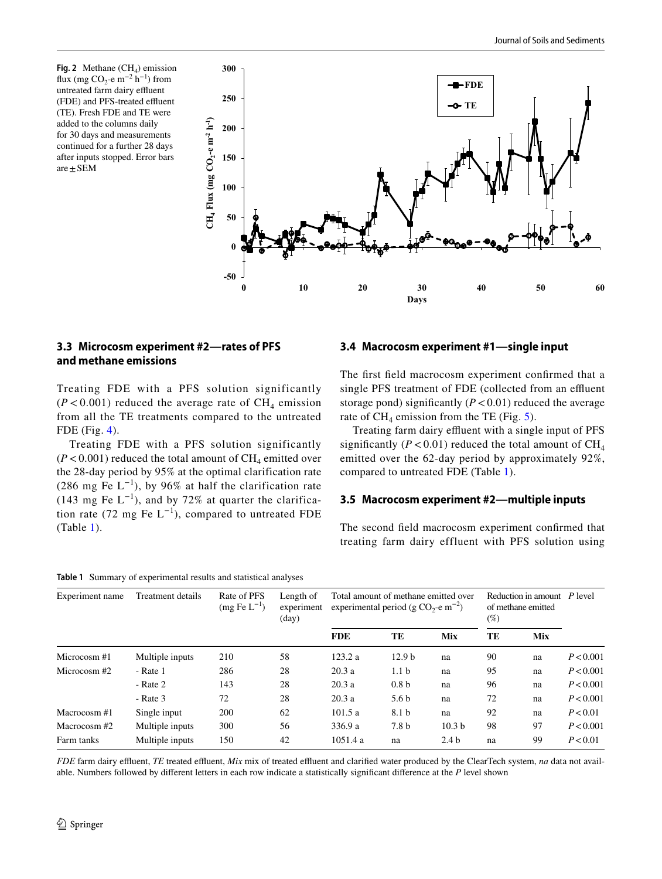**Fig. 2** Methane ($CH_4$) emission flux (mg $CO_2$-e $m^{-2}$ $h^{-1}$) from untreated farm dairy effluent (FDE) and PFS-treated effluent (TE). Fresh FDE and TE were added to the columns daily for 30 days and measurements continued for a further 28 days after inputs stopped. Error bars are ± SEM

### 3.3 Microcosm experiment #2—rates of PFS and methane emissions

Treating FDE with a PFS solution significantly ($P < 0.001$) reduced the average rate of $CH_4$ emission from all the TE treatments compared to the untreated FDE (Fig. 4).

Treating FDE with a PFS solution significantly ($P < 0.001$) reduced the total amount of $CH_4$ emitted over the 28-day period by 95% at the optimal clarification rate (286 mg Fe $L^{-1}$), by 96% at half the clarification rate (143 mg Fe $L^{-1}$), and by 72% at quarter the clarification rate (72 mg Fe $L^{-1}$), compared to untreated FDE (Table 1).

### 3.4 Macrocosm experiment #1—single input

The first field macrocosm experiment confirmed that a single PFS treatment of FDE (collected from an effluent storage pond) significantly ($P < 0.01$) reduced the average rate of $CH_4$ emission from the TE (Fig. 5).

Treating farm dairy effluent with a single input of PFS significantly ($P < 0.01$) reduced the total amount of $CH_4$ emitted over the 62-day period by approximately 92%, compared to untreated FDE (Table 1).

### 3.5 Macrocosm experiment #2—multiple inputs

The second field macrocosm experiment confirmed that treating farm dairy effluent with PFS solution using

**Table 1** Summary of experimental results and statistical analyses

| Experiment name | Treatment details | Rate of PFS (mg Fe $L^{-1}$) | Length of experiment (day) | Total amount of methane emitted over experimental period (g $CO_2$-e $m^{-2}$) | | | Reduction in amount of methane emitted (%) | | *P* level |
|---|---|---|---|---|---|---|---|---|---|
| | | | | **FDE** | **TE** | **Mix** | **TE** | **Mix** | |
| Microcosm #1 | Multiple inputs | 210 | 58 | 123.2 a | 12.9 b | na | 90 | na | $P < 0.001$ |
| Microcosm #2 | - Rate 1 | 286 | 28 | 20.3 a | 1.1 b | na | 95 | na | $P < 0.001$ |
| | - Rate 2 | 143 | 28 | 20.3 a | 0.8 b | na | 96 | na | $P < 0.001$ |
| | - Rate 3 | 72 | 28 | 20.3 a | 5.6 b | na | 72 | na | $P < 0.001$ |
| Macrocosm #1 | Single input | 200 | 62 | 101.5 a | 8.1 b | na | 92 | na | $P < 0.01$ |
| Macrocosm #2 | Multiple inputs | 300 | 56 | 336.9 a | 7.8 b | 10.3 b | 98 | 97 | $P < 0.001$ |
| Farm tanks | Multiple inputs | 150 | 42 | 1051.4 a | na | 2.4 b | na | 99 | $P < 0.01$ |

*FDE* farm dairy effluent, *TE* treated effluent, *Mix* mix of treated effluent and clarified water produced by the ClearTech system, *na* data not available. Numbers followed by different letters in each row indicate a statistically significant difference at the *P* level shown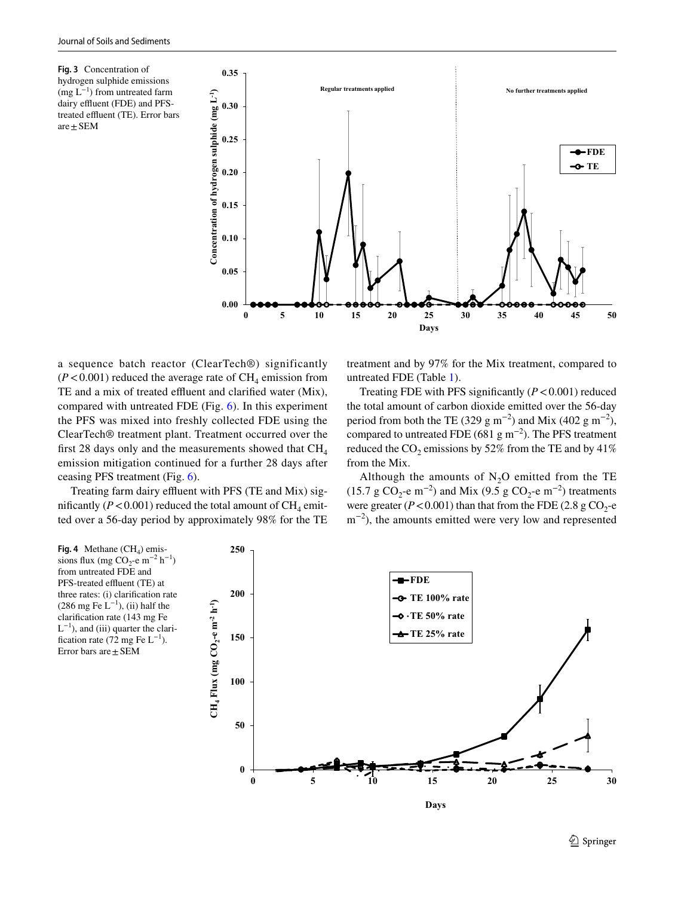**Fig. 3** Concentration of hydrogen sulphide emissions (mg $L^{-1}$) from untreated farm dairy effluent (FDE) and PFS-treated effluent (TE). Error bars are ± SEM

a sequence batch reactor (ClearTech®) significantly ($P < 0.001$) reduced the average rate of $CH_4$ emission from TE and a mix of treated effluent and clarified water (Mix), compared with untreated FDE (Fig. 6). In this experiment the PFS was mixed into freshly collected FDE using the ClearTech® treatment plant. Treatment occurred over the first 28 days only and the measurements showed that $CH_4$ emission mitigation continued for a further 28 days after ceasing PFS treatment (Fig. 6).

Treating farm dairy effluent with PFS (TE and Mix) significantly ($P < 0.001$) reduced the total amount of $CH_4$ emitted over a 56-day period by approximately 98% for the TE treatment and by 97% for the Mix treatment, compared to untreated FDE (Table 1).

Treating FDE with PFS significantly ($P < 0.001$) reduced the total amount of carbon dioxide emitted over the 56-day period from both the TE (329 g $m^{-2}$) and Mix (402 g $m^{-2}$), compared to untreated FDE (681 g $m^{-2}$). The PFS treatment reduced the $CO_2$ emissions by 52% from the TE and by 41% from the Mix.

Although the amounts of $N_2O$ emitted from the TE (15.7 g $CO_2$-e $m^{-2}$) and Mix (9.5 g $CO_2$-e $m^{-2}$) treatments were greater ($P < 0.001$) than that from the FDE (2.8 g $CO_2$-e $m^{-2}$), the amounts emitted were very low and represented

**Fig. 4** Methane ($CH_4$) emissions flux (mg $CO_2$-e $m^{-2}$ $h^{-1}$) from untreated FDE and PFS-treated effluent (TE) at three rates: (i) clarification rate (286 mg Fe $L^{-1}$), (ii) half the clarification rate (143 mg Fe $L^{-1}$), and (iii) quarter the clarification rate (72 mg Fe $L^{-1}$). Error bars are ± SEM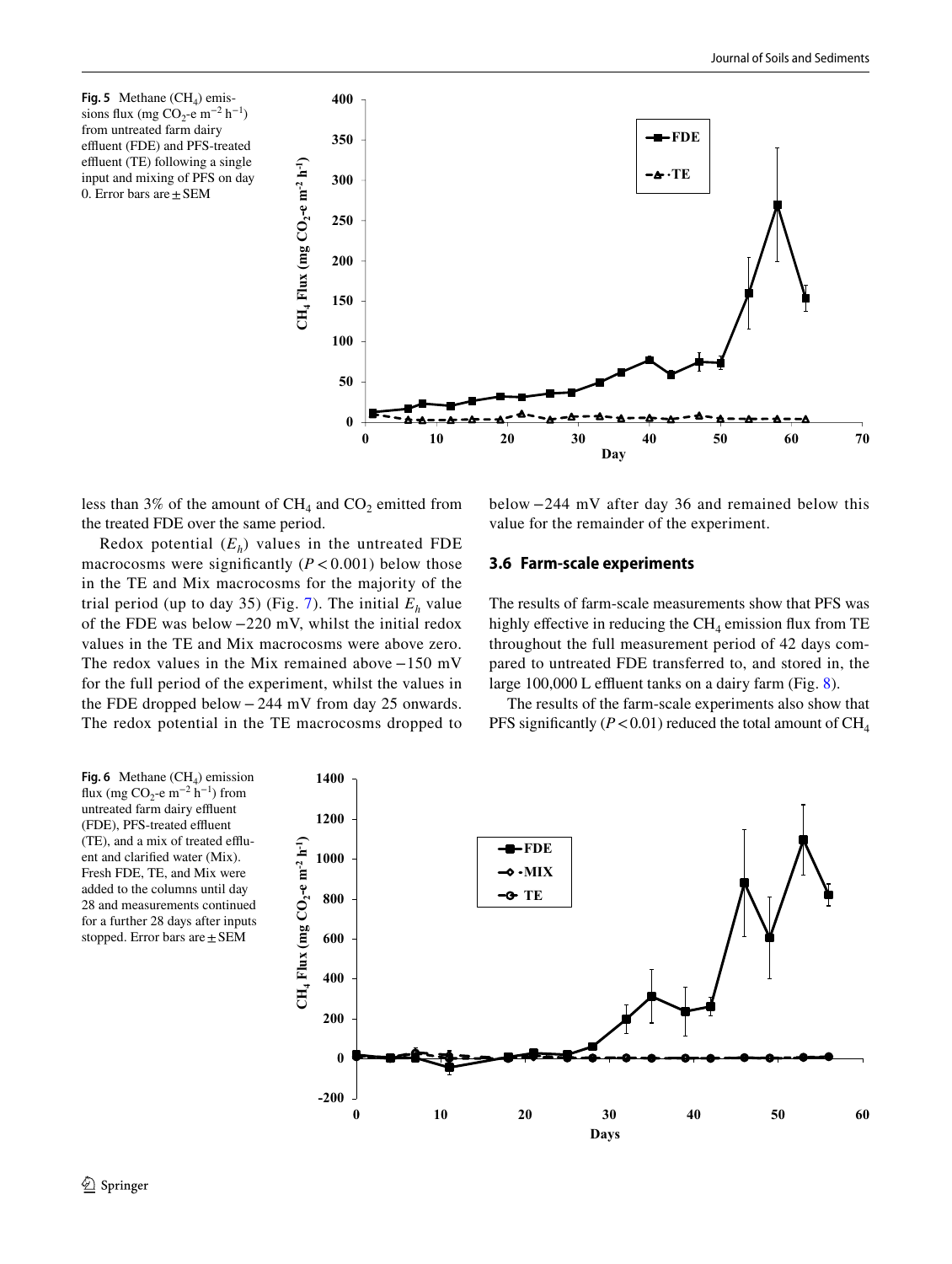**Fig. 5** Methane ($CH_4$) emissions flux (mg $CO_2$-e $m^{-2}$ $h^{-1}$) from untreated farm dairy effluent (FDE) and PFS-treated effluent (TE) following a single input and mixing of PFS on day 0. Error bars are ± SEM

less than 3% of the amount of $CH_4$ and $CO_2$ emitted from the treated FDE over the same period.

Redox potential ($E_h$) values in the untreated FDE macrocosms were significantly ($P < 0.001$) below those in the TE and Mix macrocosms for the majority of the trial period (up to day 35) (Fig. 7). The initial $E_h$ value of the FDE was below −220 mV, whilst the initial redox values in the TE and Mix macrocosms were above zero. The redox values in the Mix remained above −150 mV for the full period of the experiment, whilst the values in the FDE dropped below − 244 mV from day 25 onwards. The redox potential in the TE macrocosms dropped to below −244 mV after day 36 and remained below this value for the remainder of the experiment.

### 3.6 Farm-scale experiments

The results of farm-scale measurements show that PFS was highly effective in reducing the $CH_4$ emission flux from TE throughout the full measurement period of 42 days compared to untreated FDE transferred to, and stored in, the large 100,000 L effluent tanks on a dairy farm (Fig. 8).

The results of the farm-scale experiments also show that PFS significantly ($P < 0.01$) reduced the total amount of $CH_4$

**Fig. 6** Methane ($CH_4$) emission flux (mg $CO_2$-e $m^{-2}$ $h^{-1}$) from untreated farm dairy effluent (FDE), PFS-treated effluent (TE), and a mix of treated effluent and clarified water (Mix). Fresh FDE, TE, and Mix were added to the columns until day 28 and measurements continued for a further 28 days after inputs stopped. Error bars are ± SEM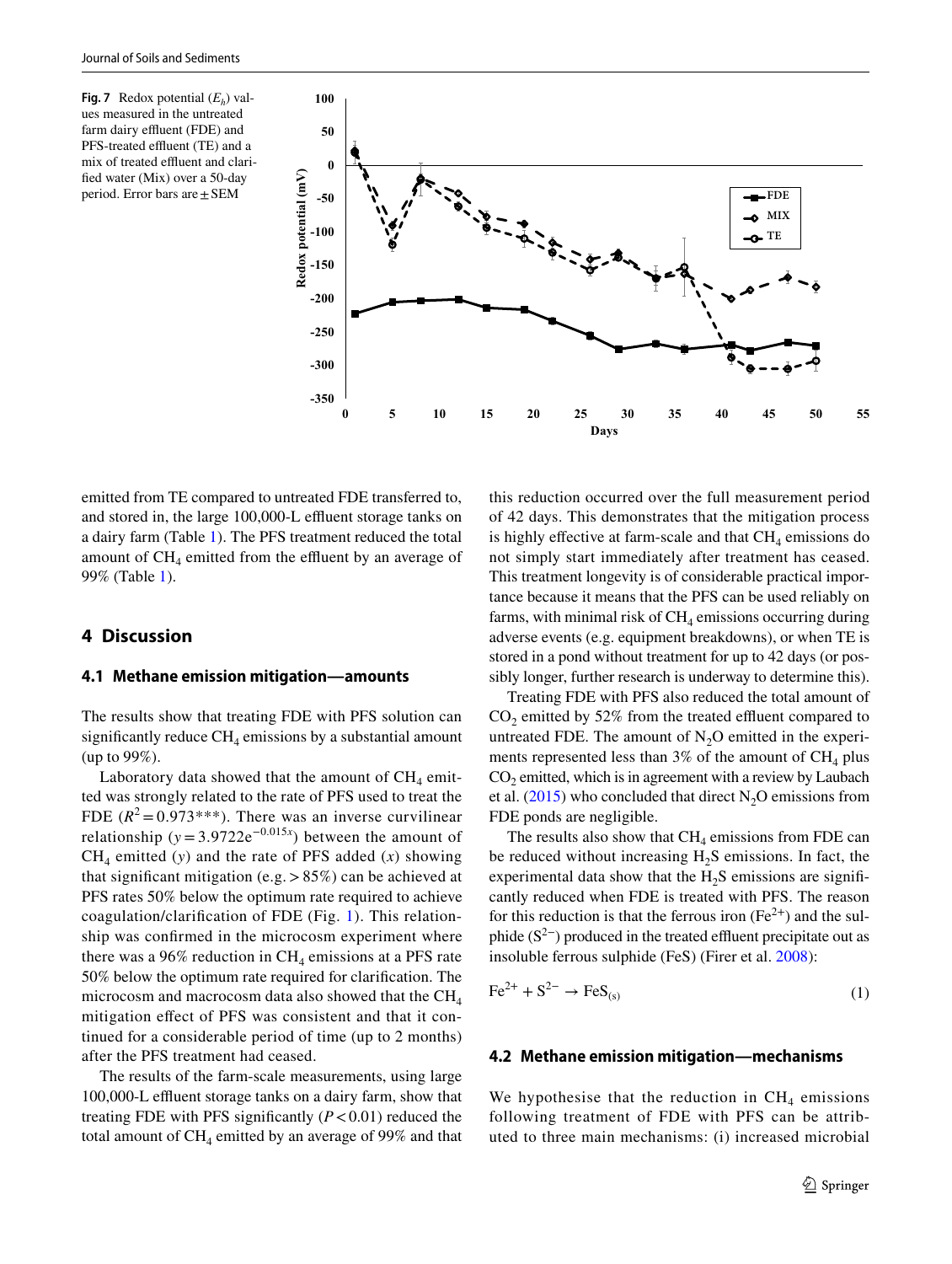**Fig. 7** Redox potential ($E_h$) values measured in the untreated farm dairy effluent (FDE) and PFS-treated effluent (TE) and a mix of treated effluent and clarified water (Mix) over a 50-day period. Error bars are ± SEM

emitted from TE compared to untreated FDE transferred to, and stored in, the large 100,000-L effluent storage tanks on a dairy farm (Table 1). The PFS treatment reduced the total amount of $CH_4$ emitted from the effluent by an average of 99% (Table 1).

## 4 Discussion

### 4.1 Methane emission mitigation—amounts

The results show that treating FDE with PFS solution can significantly reduce $CH_4$ emissions by a substantial amount (up to 99%).

Laboratory data showed that the amount of $CH_4$ emitted was strongly related to the rate of PFS used to treat the FDE ($R^2 = 0.973$***). There was an inverse curvilinear relationship ($y = 3.9722e^{-0.015x}$) between the amount of $CH_4$ emitted ($y$) and the rate of PFS added ($x$) showing that significant mitigation (e.g. > 85%) can be achieved at PFS rates 50% below the optimum rate required to achieve coagulation/clarification of FDE (Fig. 1). This relationship was confirmed in the microcosm experiment where there was a 96% reduction in $CH_4$ emissions at a PFS rate 50% below the optimum rate required for clarification. The microcosm and macrocosm data also showed that the $CH_4$ mitigation effect of PFS was consistent and that it continued for a considerable period of time (up to 2 months) after the PFS treatment had ceased.

The results of the farm-scale measurements, using large 100,000-L effluent storage tanks on a dairy farm, show that treating FDE with PFS significantly ($P < 0.01$) reduced the total amount of $CH_4$ emitted by an average of 99% and that this reduction occurred over the full measurement period of 42 days. This demonstrates that the mitigation process is highly effective at farm-scale and that $CH_4$ emissions do not simply start immediately after treatment has ceased. This treatment longevity is of considerable practical importance because it means that the PFS can be used reliably on farms, with minimal risk of $CH_4$ emissions occurring during adverse events (e.g. equipment breakdowns), or when TE is stored in a pond without treatment for up to 42 days (or possibly longer, further research is underway to determine this).

Treating FDE with PFS also reduced the total amount of $CO_2$ emitted by 52% from the treated effluent compared to untreated FDE. The amount of $N_2O$ emitted in the experiments represented less than 3% of the amount of $CH_4$ plus $CO_2$ emitted, which is in agreement with a review by Laubach et al. (2015) who concluded that direct $N_2O$ emissions from FDE ponds are negligible.

The results also show that $CH_4$ emissions from FDE can be reduced without increasing $H_2S$ emissions. In fact, the experimental data show that the $H_2S$ emissions are significantly reduced when FDE is treated with PFS. The reason for this reduction is that the ferrous iron ($Fe^{2+}$) and the sulphide ($S^{2-}$) produced in the treated effluent precipitate out as insoluble ferrous sulphide (FeS) (Firer et al. 2008):

$$Fe^{2+} + S^{2-} \rightarrow FeS_{(s)} \tag{1}$$

### 4.2 Methane emission mitigation—mechanisms

We hypothesise that the reduction in $CH_4$ emissions following treatment of FDE with PFS can be attributed to three main mechanisms: (i) increased microbial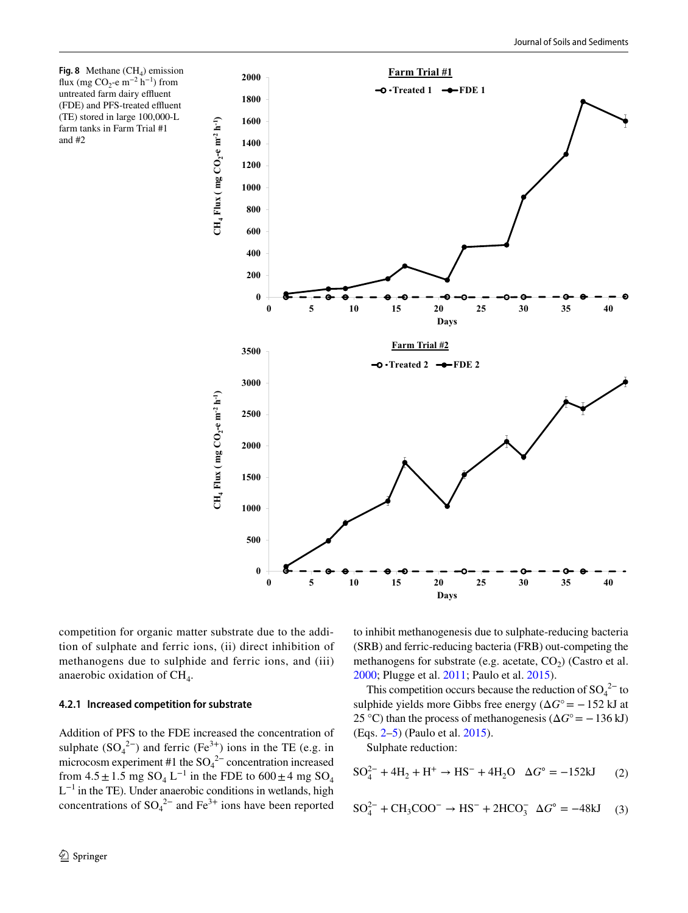**Fig. 8** Methane ($CH_4$) emission flux (mg $CO_2$-e $m^{-2}$ $h^{-1}$) from untreated farm dairy effluent (FDE) and PFS-treated effluent (TE) stored in large 100,000-L farm tanks in Farm Trial #1 and #2

competition for organic matter substrate due to the addition of sulphate and ferric ions, (ii) direct inhibition of methanogens due to sulphide and ferric ions, and (iii) anaerobic oxidation of $CH_4$.

#### 4.2.1 Increased competition for substrate

Addition of PFS to the FDE increased the concentration of sulphate ($SO_4^{2-}$) and ferric ($Fe^{3+}$) ions in the TE (e.g. in microcosm experiment #1 the $SO_4^{2-}$ concentration increased from 4.5 ± 1.5 mg $SO_4$ $L^{-1}$ in the FDE to 600 ± 4 mg $SO_4$ $L^{-1}$ in the TE). Under anaerobic conditions in wetlands, high concentrations of $SO_4^{2-}$ and $Fe^{3+}$ ions have been reported to inhibit methanogenesis due to sulphate-reducing bacteria (SRB) and ferric-reducing bacteria (FRB) out-competing the methanogens for substrate (e.g. acetate, $CO_2$) (Castro et al. 2000; Plugge et al. 2011; Paulo et al. 2015).

This competition occurs because the reduction of $SO_4^{2-}$ to sulphide yields more Gibbs free energy ($\Delta G° = -152$ kJ at 25 °C) than the process of methanogenesis ($\Delta G° = -136$ kJ) (Eqs. 2–5) (Paulo et al. 2015).

Sulphate reduction:

$$SO_4^{2-} + 4H_2 + H^+ \rightarrow HS^- + 4H_2O \quad \Delta G° = -152\text{kJ} \tag{2}$$

$$SO_4^{2-} + CH_3COO^- \rightarrow HS^- + 2HCO_3^- \quad \Delta G° = -48\text{kJ} \tag{3}$$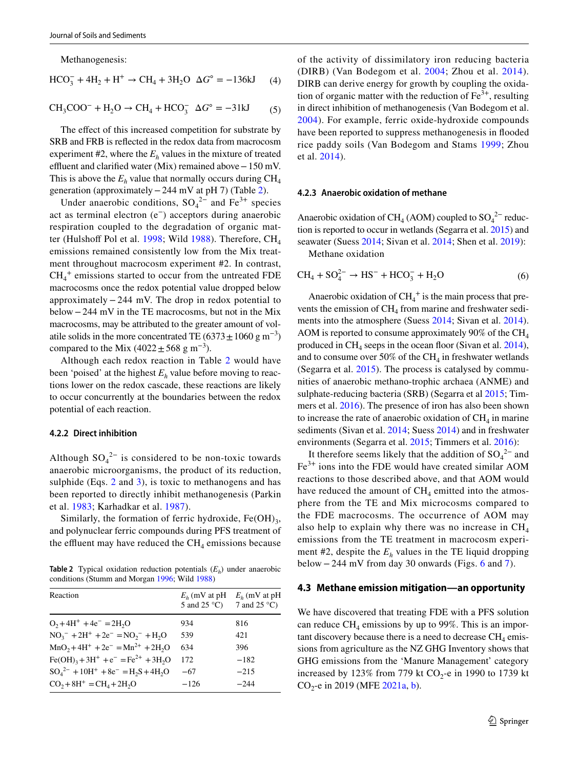Methanogenesis:

$$HCO_3^- + 4H_2 + H^+ \rightarrow CH_4 + 3H_2O \quad \Delta G^\circ = -136\text{kJ} \tag{4}$$

$$CH_3COO^- + H_2O \rightarrow CH_4 + HCO_3^- \quad \Delta G^\circ = -31\text{kJ} \tag{5}$$

The effect of this increased competition for substrate by SRB and FRB is reflected in the redox data from macrocosm experiment #2, where the $E_h$ values in the mixture of treated effluent and clarified water (Mix) remained above − 150 mV. This is above the $E_h$ value that normally occurs during $CH_4$ generation (approximately − 244 mV at pH 7) (Table 2).

Under anaerobic conditions, $SO_4^{2-}$ and $Fe^{3+}$ species act as terminal electron ($e^-$) acceptors during anaerobic respiration coupled to the degradation of organic matter (Hulshoff Pol et al. 1998; Wild 1988). Therefore, $CH_4$ emissions remained consistently low from the Mix treatment throughout macrocosm experiment #2. In contrast, $CH_4^+$ emissions started to occur from the untreated FDE macrocosms once the redox potential value dropped below approximately − 244 mV. The drop in redox potential to below − 244 mV in the TE macrocosms, but not in the Mix macrocosms, may be attributed to the greater amount of volatile solids in the more concentrated TE (6373 ± 1060 g $m^{-3}$) compared to the Mix (4022 ± 568 g $m^{-3}$).

Although each redox reaction in Table 2 would have been 'poised' at the highest $E_h$ value before moving to reactions lower on the redox cascade, these reactions are likely to occur concurrently at the boundaries between the redox potential of each reaction.

#### 4.2.2 Direct inhibition

Although $SO_4^{2-}$ is considered to be non-toxic towards anaerobic microorganisms, the product of its reduction, sulphide (Eqs. 2 and 3), is toxic to methanogens and has been reported to directly inhibit methanogenesis (Parkin et al. 1983; Karhadkar et al. 1987).

Similarly, the formation of ferric hydroxide, $Fe(OH)_3$, and polynuclear ferric compounds during PFS treatment of the effluent may have reduced the $CH_4$ emissions because of the activity of dissimilatory iron reducing bacteria (DIRB) (Van Bodegom et al. 2004; Zhou et al. 2014). DIRB can derive energy for growth by coupling the oxidation of organic matter with the reduction of $Fe^{3+}$, resulting in direct inhibition of methanogenesis (Van Bodegom et al. 2004). For example, ferric oxide-hydroxide compounds have been reported to suppress methanogenesis in flooded rice paddy soils (Van Bodegom and Stams 1999; Zhou et al. 2014).

**Table 2** Typical oxidation reduction potentials ($E_h$) under anaerobic conditions (Stumm and Morgan 1996; Wild 1988)

| Reaction | $E_h$ (mV at pH 5 and 25 °C) | $E_h$ (mV at pH 7 and 25 °C) |
|---|---|---|
| $O_2 + 4H^+ + 4e^- = 2H_2O$ | 934 | 816 |
| $NO_3^- + 2H^+ + 2e^- = NO_2^- + H_2O$ | 539 | 421 |
| $MnO_2 + 4H^+ + 2e^- = Mn^{2+} + 2H_2O$ | 634 | 396 |
| $Fe(OH)_3 + 3H^+ + e^- = Fe^{2+} + 3H_2O$ | 172 | −182 |
| $SO_4^{2-} + 10H^+ + 8e^- = H_2S + 4H_2O$ | −67 | −215 |
| $CO_2 + 8H^+ = CH_4 + 2H_2O$ | −126 | −244 |

#### 4.2.3 Anaerobic oxidation of methane

Anaerobic oxidation of $CH_4$ (AOM) coupled to $SO_4^{2-}$ reduction is reported to occur in wetlands (Segarra et al. 2015) and seawater (Suess 2014; Sivan et al. 2014; Shen et al. 2019):

Methane oxidation

$$CH_4 + SO_4^{2-} \rightarrow HS^- + HCO_3^- + H_2O \tag{6}$$

Anaerobic oxidation of $CH_4^+$ is the main process that prevents the emission of $CH_4$ from marine and freshwater sediments into the atmosphere (Suess 2014; Sivan et al. 2014). AOM is reported to consume approximately 90% of the $CH_4$ produced in $CH_4$ seeps in the ocean floor (Sivan et al. 2014), and to consume over 50% of the $CH_4$ in freshwater wetlands (Segarra et al. 2015). The process is catalysed by communities of anaerobic methano-trophic archaea (ANME) and sulphate-reducing bacteria (SRB) (Segarra et al 2015; Timmers et al. 2016). The presence of iron has also been shown to increase the rate of anaerobic oxidation of $CH_4$ in marine sediments (Sivan et al. 2014; Suess 2014) and in freshwater environments (Segarra et al. 2015; Timmers et al. 2016):

It therefore seems likely that the addition of $SO_4^{2-}$ and $Fe^{3+}$ ions into the FDE would have created similar AOM reactions to those described above, and that AOM would have reduced the amount of $CH_4$ emitted into the atmosphere from the TE and Mix microcosms compared to the FDE macrocosms. The occurrence of AOM may also help to explain why there was no increase in $CH_4$ emissions from the TE treatment in macrocosm experiment #2, despite the $E_h$ values in the TE liquid dropping below − 244 mV from day 30 onwards (Figs. 6 and 7).

### 4.3 Methane emission mitigation—an opportunity

We have discovered that treating FDE with a PFS solution can reduce $CH_4$ emissions by up to 99%. This is an important discovery because there is a need to decrease $CH_4$ emissions from agriculture as the NZ GHG Inventory shows that GHG emissions from the 'Manure Management' category increased by 123% from 779 kt $CO_2$-e in 1990 to 1739 kt $CO_2$-e in 2019 (MFE 2021a, b).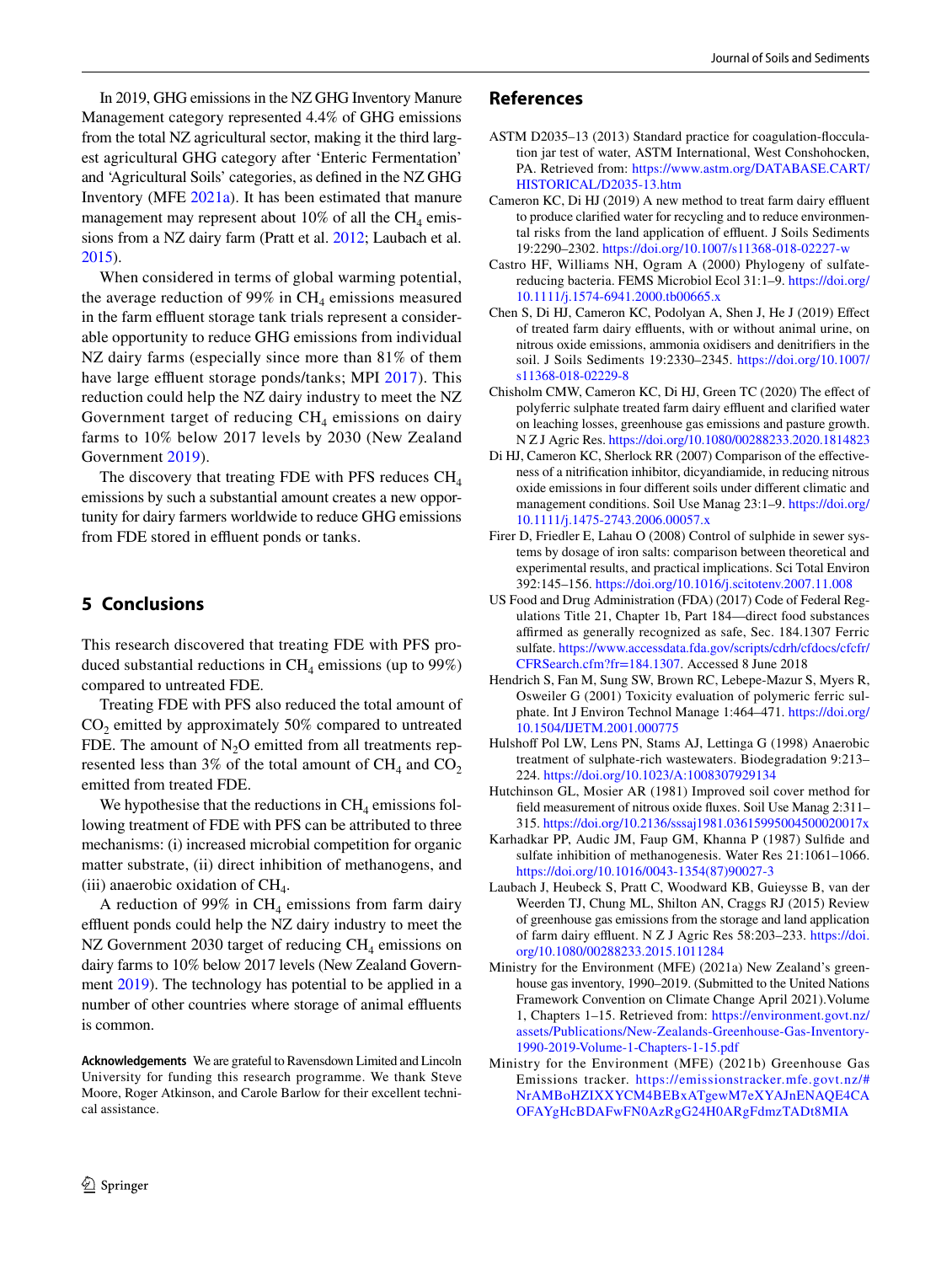In 2019, GHG emissions in the NZ GHG Inventory Manure Management category represented 4.4% of GHG emissions from the total NZ agricultural sector, making it the third largest agricultural GHG category after 'Enteric Fermentation' and 'Agricultural Soils' categories, as defined in the NZ GHG Inventory (MFE 2021a). It has been estimated that manure management may represent about 10% of all the $CH_4$ emissions from a NZ dairy farm (Pratt et al. 2012; Laubach et al. 2015).

When considered in terms of global warming potential, the average reduction of 99% in $CH_4$ emissions measured in the farm effluent storage tank trials represent a considerable opportunity to reduce GHG emissions from individual NZ dairy farms (especially since more than 81% of them have large effluent storage ponds/tanks; MPI 2017). This reduction could help the NZ dairy industry to meet the NZ Government target of reducing $CH_4$ emissions on dairy farms to 10% below 2017 levels by 2030 (New Zealand Government 2019).

The discovery that treating FDE with PFS reduces $CH_4$ emissions by such a substantial amount creates a new opportunity for dairy farmers worldwide to reduce GHG emissions from FDE stored in effluent ponds or tanks.

## 5 Conclusions

This research discovered that treating FDE with PFS produced substantial reductions in $CH_4$ emissions (up to 99%) compared to untreated FDE.

Treating FDE with PFS also reduced the total amount of $CO_2$ emitted by approximately 50% compared to untreated FDE. The amount of $N_2O$ emitted from all treatments represented less than 3% of the total amount of $CH_4$ and $CO_2$ emitted from treated FDE.

We hypothesise that the reductions in $CH_4$ emissions following treatment of FDE with PFS can be attributed to three mechanisms: (i) increased microbial competition for organic matter substrate, (ii) direct inhibition of methanogens, and (iii) anaerobic oxidation of $CH_4$.

A reduction of 99% in $CH_4$ emissions from farm dairy effluent ponds could help the NZ dairy industry to meet the NZ Government 2030 target of reducing $CH_4$ emissions on dairy farms to 10% below 2017 levels (New Zealand Government 2019). The technology has potential to be applied in a number of other countries where storage of animal effluents is common.

**Acknowledgements** We are grateful to Ravensdown Limited and Lincoln University for funding this research programme. We thank Steve Moore, Roger Atkinson, and Carole Barlow for their excellent technical assistance.

## References

ASTM D2035–13 (2013) Standard practice for coagulation-flocculation jar test of water, ASTM International, West Conshohocken, PA. Retrieved from: https://www.astm.org/DATABASE.CART/HISTORICAL/D2035-13.htm

Cameron KC, Di HJ (2019) A new method to treat farm dairy effluent to produce clarified water for recycling and to reduce environmental risks from the land application of effluent. J Soils Sediments 19:2290–2302. https://doi.org/10.1007/s11368-018-02227-w

Castro HF, Williams NH, Ogram A (2000) Phylogeny of sulfate-reducing bacteria. FEMS Microbiol Ecol 31:1–9. https://doi.org/10.1111/j.1574-6941.2000.tb00665.x

Chen S, Di HJ, Cameron KC, Podolyan A, Shen J, He J (2019) Effect of treated farm dairy effluents, with or without animal urine, on nitrous oxide emissions, ammonia oxidisers and denitrifiers in the soil. J Soils Sediments 19:2330–2345. https://doi.org/10.1007/s11368-018-02229-8

Chisholm CMW, Cameron KC, Di HJ, Green TC (2020) The effect of polyferric sulphate treated farm dairy effluent and clarified water on leaching losses, greenhouse gas emissions and pasture growth. N Z J Agric Res. https://doi.org/10.1080/00288233.2020.1814823

Di HJ, Cameron KC, Sherlock RR (2007) Comparison of the effectiveness of a nitrification inhibitor, dicyandiamide, in reducing nitrous oxide emissions in four different soils under different climatic and management conditions. Soil Use Manag 23:1–9. https://doi.org/10.1111/j.1475-2743.2006.00057.x

Firer D, Friedler E, Lahau O (2008) Control of sulphide in sewer systems by dosage of iron salts: comparison between theoretical and experimental results, and practical implications. Sci Total Environ 392:145–156. https://doi.org/10.1016/j.scitotenv.2007.11.008

US Food and Drug Administration (FDA) (2017) Code of Federal Regulations Title 21, Chapter 1b, Part 184—direct food substances affirmed as generally recognized as safe, Sec. 184.1307 Ferric sulfate. https://www.accessdata.fda.gov/scripts/cdrh/cfdocs/cfcfr/CFRSearch.cfm?fr=184.1307. Accessed 8 June 2018

Hendrich S, Fan M, Sung SW, Brown RC, Lebepe-Mazur S, Myers R, Osweiler G (2001) Toxicity evaluation of polymeric ferric sulphate. Int J Environ Technol Manage 1:464–471. https://doi.org/10.1504/IJETM.2001.000775

Hulshoff Pol LW, Lens PN, Stams AJ, Lettinga G (1998) Anaerobic treatment of sulphate-rich wastewaters. Biodegradation 9:213–224. https://doi.org/10.1023/A:1008307929134

Hutchinson GL, Mosier AR (1981) Improved soil cover method for field measurement of nitrous oxide fluxes. Soil Use Manag 2:311–315. https://doi.org/10.2136/sssaj1981.03615995004500020017x

Karhadkar PP, Audic JM, Faup GM, Khanna P (1987) Sulfide and sulfate inhibition of methanogenesis. Water Res 21:1061–1066. https://doi.org/10.1016/0043-1354(87)90027-3

Laubach J, Heubeck S, Pratt C, Woodward KB, Guieysse B, van der Weerden TJ, Chung ML, Shilton AN, Craggs RJ (2015) Review of greenhouse gas emissions from the storage and land application of farm dairy effluent. N Z J Agric Res 58:203–233. https://doi.org/10.1080/00288233.2015.1011284

Ministry for the Environment (MFE) (2021a) New Zealand's greenhouse gas inventory, 1990–2019. (Submitted to the United Nations Framework Convention on Climate Change April 2021).Volume 1, Chapters 1–15. Retrieved from: https://environment.govt.nz/assets/Publications/New-Zealands-Greenhouse-Gas-Inventory-1990-2019-Volume-1-Chapters-1-15.pdf

Ministry for the Environment (MFE) (2021b) Greenhouse Gas Emissions tracker. https://emissionstracker.mfe.govt.nz/#NrAMBoHZIXXYCM4BEBxATgewM7eXYAJnENAQE4CAOFAYgHcBDAFwFN0AzRgG24H0ARgFdmzTADt8MIA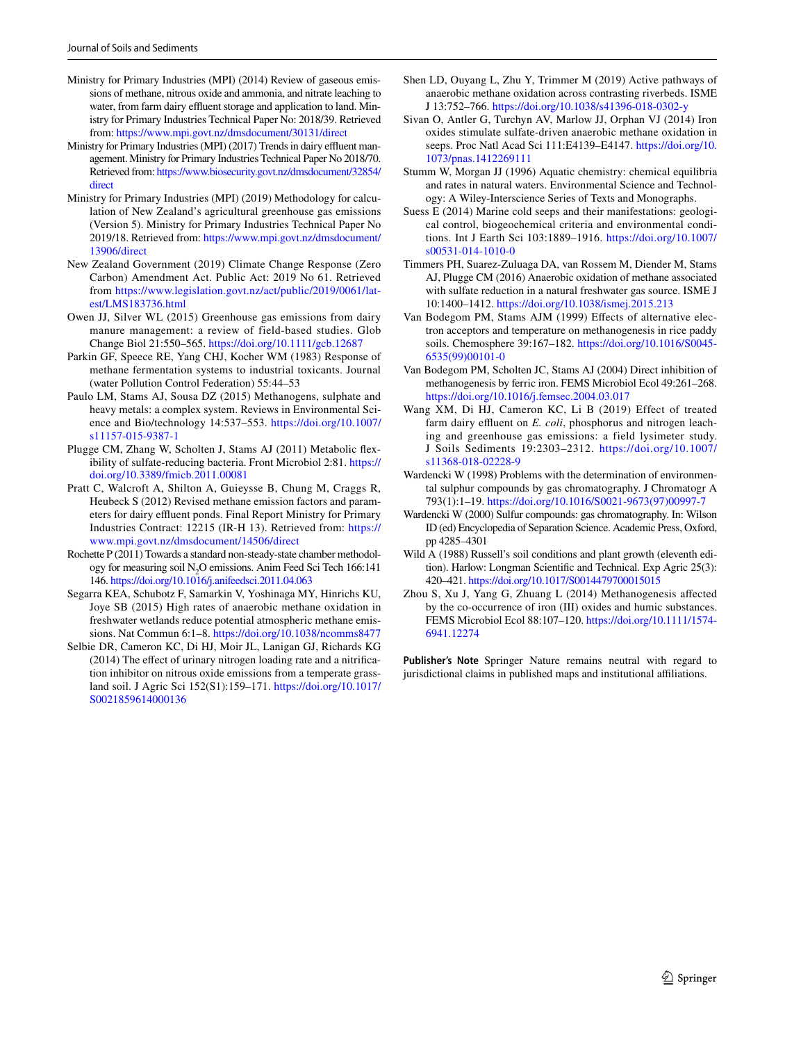Ministry for Primary Industries (MPI) (2014) Review of gaseous emissions of methane, nitrous oxide and ammonia, and nitrate leaching to water, from farm dairy effluent storage and application to land. Ministry for Primary Industries Technical Paper No: 2018/39. Retrieved from: https://www.mpi.govt.nz/dmsdocument/30131/direct

Ministry for Primary Industries (MPI) (2017) Trends in dairy effluent management. Ministry for Primary Industries Technical Paper No 2018/70. Retrieved from: https://www.biosecurity.govt.nz/dmsdocument/32854/direct

Ministry for Primary Industries (MPI) (2019) Methodology for calculation of New Zealand's agricultural greenhouse gas emissions (Version 5). Ministry for Primary Industries Technical Paper No 2019/18. Retrieved from: https://www.mpi.govt.nz/dmsdocument/13906/direct

New Zealand Government (2019) Climate Change Response (Zero Carbon) Amendment Act. Public Act: 2019 No 61. Retrieved from https://www.legislation.govt.nz/act/public/2019/0061/latest/LMS183736.html

Owen JJ, Silver WL (2015) Greenhouse gas emissions from dairy manure management: a review of field-based studies. Glob Change Biol 21:550–565. https://doi.org/10.1111/gcb.12687

Parkin GF, Speece RE, Yang CHJ, Kocher WM (1983) Response of methane fermentation systems to industrial toxicants. Journal (water Pollution Control Federation) 55:44–53

Paulo LM, Stams AJ, Sousa DZ (2015) Methanogens, sulphate and heavy metals: a complex system. Reviews in Environmental Science and Bio/technology 14:537–553. https://doi.org/10.1007/s11157-015-9387-1

Plugge CM, Zhang W, Scholten J, Stams AJ (2011) Metabolic flexibility of sulfate-reducing bacteria. Front Microbiol 2:81. https://doi.org/10.3389/fmicb.2011.00081

Pratt C, Walcroft A, Shilton A, Guieysse B, Chung M, Craggs R, Heubeck S (2012) Revised methane emission factors and parameters for dairy effluent ponds. Final Report Ministry for Primary Industries Contract: 12215 (IR-H 13). Retrieved from: https://www.mpi.govt.nz/dmsdocument/14506/direct

Rochette P (2011) Towards a standard non-steady-state chamber methodology for measuring soil $N_2O$ emissions. Anim Feed Sci Tech 166:141 146. https://doi.org/10.1016/j.anifeedsci.2011.04.063

Segarra KEA, Schubotz F, Samarkin V, Yoshinaga MY, Hinrichs KU, Joye SB (2015) High rates of anaerobic methane oxidation in freshwater wetlands reduce potential atmospheric methane emissions. Nat Commun 6:1–8. https://doi.org/10.1038/ncomms8477

Selbie DR, Cameron KC, Di HJ, Moir JL, Lanigan GJ, Richards KG (2014) The effect of urinary nitrogen loading rate and a nitrification inhibitor on nitrous oxide emissions from a temperate grassland soil. J Agric Sci 152(S1):159–171. https://doi.org/10.1017/S0021859614000136

Shen LD, Ouyang L, Zhu Y, Trimmer M (2019) Active pathways of anaerobic methane oxidation across contrasting riverbeds. ISME J 13:752–766. https://doi.org/10.1038/s41396-018-0302-y

Sivan O, Antler G, Turchyn AV, Marlow JJ, Orphan VJ (2014) Iron oxides stimulate sulfate-driven anaerobic methane oxidation in seeps. Proc Natl Acad Sci 111:E4139–E4147. https://doi.org/10.1073/pnas.1412269111

Stumm W, Morgan JJ (1996) Aquatic chemistry: chemical equilibria and rates in natural waters. Environmental Science and Technology: A Wiley-Interscience Series of Texts and Monographs.

Suess E (2014) Marine cold seeps and their manifestations: geological control, biogeochemical criteria and environmental conditions. Int J Earth Sci 103:1889–1916. https://doi.org/10.1007/s00531-014-1010-0

Timmers PH, Suarez-Zuluaga DA, van Rossem M, Diender M, Stams AJ, Plugge CM (2016) Anaerobic oxidation of methane associated with sulfate reduction in a natural freshwater gas source. ISME J 10:1400–1412. https://doi.org/10.1038/ismej.2015.213

Van Bodegom PM, Stams AJM (1999) Effects of alternative electron acceptors and temperature on methanogenesis in rice paddy soils. Chemosphere 39:167–182. https://doi.org/10.1016/S0045-6535(99)00101-0

Van Bodegom PM, Scholten JC, Stams AJ (2004) Direct inhibition of methanogenesis by ferric iron. FEMS Microbiol Ecol 49:261–268. https://doi.org/10.1016/j.femsec.2004.03.017

Wang XM, Di HJ, Cameron KC, Li B (2019) Effect of treated farm dairy effluent on *E. coli*, phosphorus and nitrogen leaching and greenhouse gas emissions: a field lysimeter study. J Soils Sediments 19:2303–2312. https://doi.org/10.1007/s11368-018-02228-9

Wardencki W (1998) Problems with the determination of environmental sulphur compounds by gas chromatography. J Chromatogr A 793(1):1–19. https://doi.org/10.1016/S0021-9673(97)00997-7

Wardencki W (2000) Sulfur compounds: gas chromatography. In: Wilson ID (ed) Encyclopedia of Separation Science. Academic Press, Oxford, pp 4285–4301

Wild A (1988) Russell's soil conditions and plant growth (eleventh edition). Harlow: Longman Scientific and Technical. Exp Agric 25(3): 420–421. https://doi.org/10.1017/S0014479700015015

Zhou S, Xu J, Yang G, Zhuang L (2014) Methanogenesis affected by the co-occurrence of iron (III) oxides and humic substances. FEMS Microbiol Ecol 88:107–120. https://doi.org/10.1111/1574-6941.12274

**Publisher's Note** Springer Nature remains neutral with regard to jurisdictional claims in published maps and institutional affiliations.